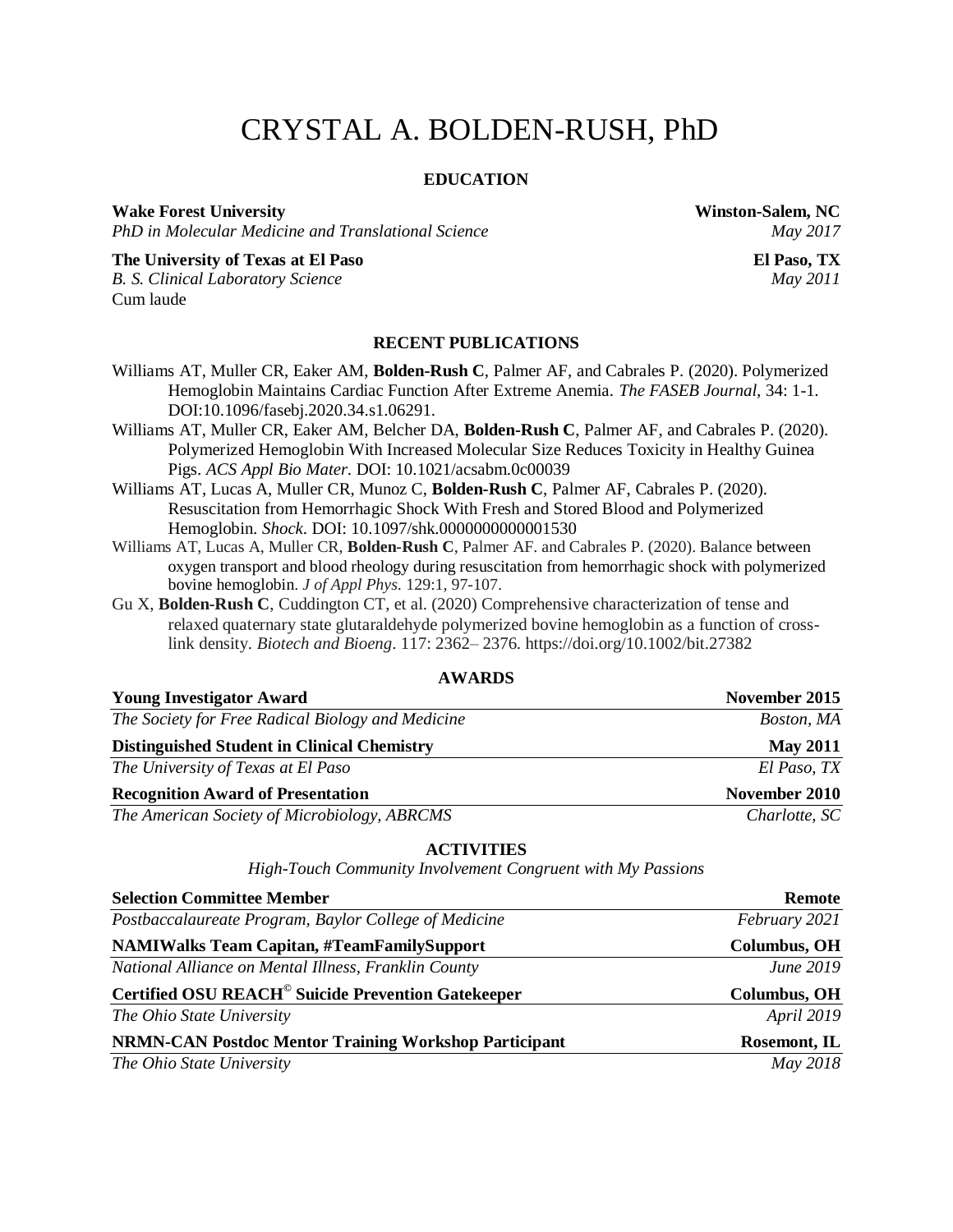# CRYSTAL A. BOLDEN-RUSH, PhD

## EDUCATION

**Wake Forest University** — **Winston-Salem, NC**
*PhD in Molecular Medicine and Translational Science* — *May 2017*

**The University of Texas at El Paso** — **El Paso, TX**
*B. S. Clinical Laboratory Science* — *May 2011*
Cum laude

## RECENT PUBLICATIONS

Williams AT, Muller CR, Eaker AM, **Bolden-Rush C**, Palmer AF, and Cabrales P. (2020). Polymerized Hemoglobin Maintains Cardiac Function After Extreme Anemia. *The FASEB Journal,* 34: 1-1. DOI:10.1096/fasebj.2020.34.s1.06291.

Williams AT, Muller CR, Eaker AM, Belcher DA, **Bolden-Rush C**, Palmer AF, and Cabrales P. (2020). Polymerized Hemoglobin With Increased Molecular Size Reduces Toxicity in Healthy Guinea Pigs. *ACS Appl Bio Mater.* DOI: 10.1021/acsabm.0c00039

Williams AT, Lucas A, Muller CR, Munoz C, **Bolden-Rush C**, Palmer AF, Cabrales P. (2020). Resuscitation from Hemorrhagic Shock With Fresh and Stored Blood and Polymerized Hemoglobin. *Shock*. DOI: 10.1097/shk.0000000000001530

Williams AT, Lucas A, Muller CR, **Bolden-Rush C**, Palmer AF. and Cabrales P. (2020). Balance between oxygen transport and blood rheology during resuscitation from hemorrhagic shock with polymerized bovine hemoglobin. *J of Appl Phys*. 129:1, 97-107.

Gu X, **Bolden-Rush C**, Cuddington CT, et al. (2020) Comprehensive characterization of tense and relaxed quaternary state glutaraldehyde polymerized bovine hemoglobin as a function of cross-link density. *Biotech and Bioeng*. 117: 2362– 2376. https://doi.org/10.1002/bit.27382

## AWARDS

**Young Investigator Award** — **November 2015**
*The Society for Free Radical Biology and Medicine* — *Boston, MA*

**Distinguished Student in Clinical Chemistry** — **May 2011**
*The University of Texas at El Paso* — *El Paso, TX*

**Recognition Award of Presentation** — **November 2010**
*The American Society of Microbiology, ABRCMS* — *Charlotte, SC*

## ACTIVITIES

*High-Touch Community Involvement Congruent with My Passions*

**Selection Committee Member** — **Remote**
*Postbaccalaureate Program, Baylor College of Medicine* — *February 2021*

**NAMIWalks Team Capitan, #TeamFamilySupport** — **Columbus, OH**
*National Alliance on Mental Illness, Franklin County* — *June 2019*

**Certified OSU REACH© Suicide Prevention Gatekeeper** — **Columbus, OH**
*The Ohio State University* — *April 2019*

**NRMN-CAN Postdoc Mentor Training Workshop Participant** — **Rosemont, IL**
*The Ohio State University* — *May 2018*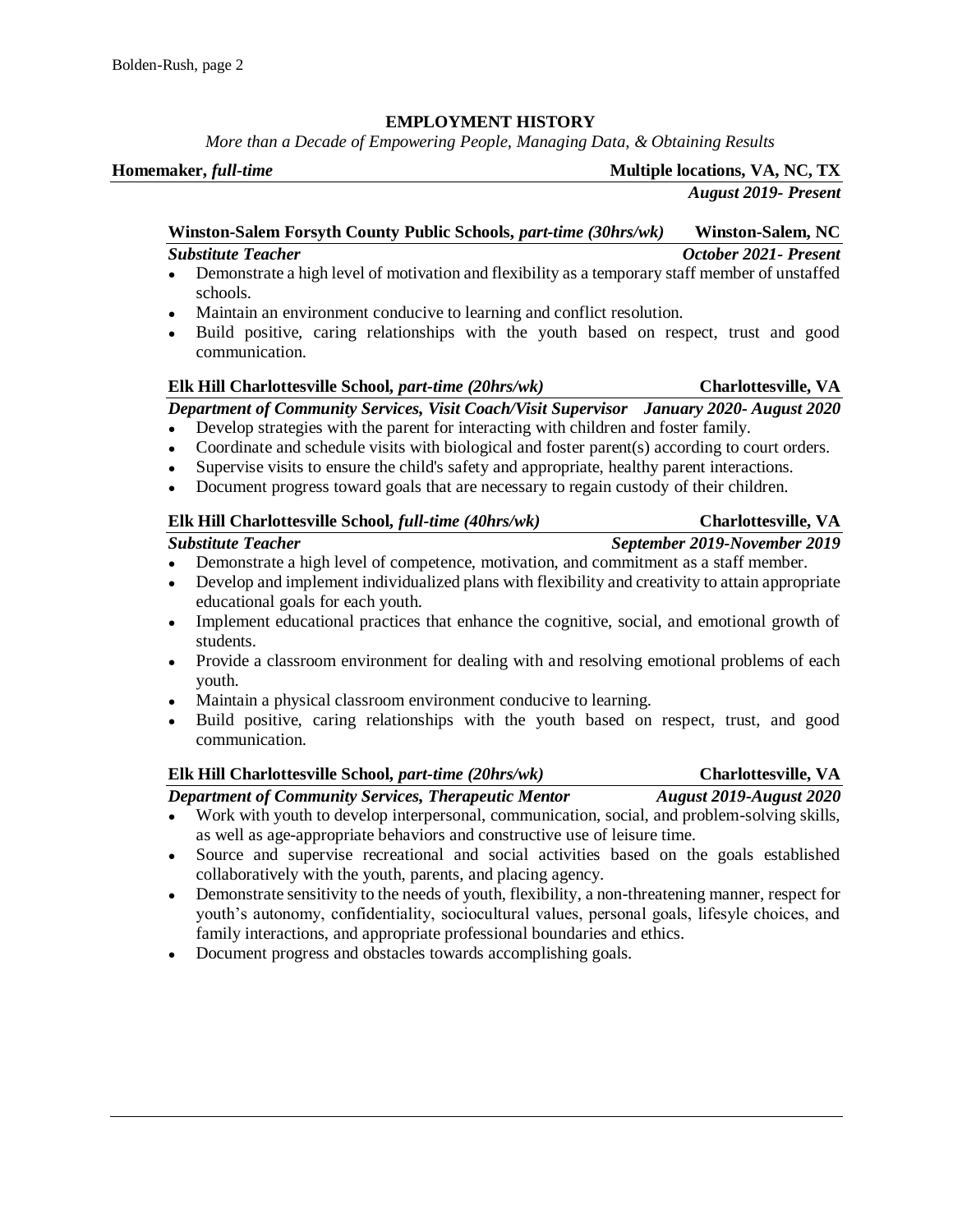## EMPLOYMENT HISTORY

*More than a Decade of Empowering People, Managing Data, & Obtaining Results*

**Homemaker,** ***full-time*** — **Multiple locations, VA, NC, TX**
***August 2019- Present***

**Winston-Salem Forsyth County Public Schools,** ***part-time (30hrs/wk)*** — **Winston-Salem, NC**
***Substitute Teacher*** — ***October 2021- Present***

- Demonstrate a high level of motivation and flexibility as a temporary staff member of unstaffed schools.
- Maintain an environment conducive to learning and conflict resolution.
- Build positive, caring relationships with the youth based on respect, trust and good communication.

**Elk Hill Charlottesville School,** ***part-time (20hrs/wk)*** — **Charlottesville, VA**
***Department of Community Services, Visit Coach/Visit Supervisor*** — ***January 2020- August 2020***

- Develop strategies with the parent for interacting with children and foster family.
- Coordinate and schedule visits with biological and foster parent(s) according to court orders.
- Supervise visits to ensure the child's safety and appropriate, healthy parent interactions.
- Document progress toward goals that are necessary to regain custody of their children.

**Elk Hill Charlottesville School,** ***full-time (40hrs/wk)*** — **Charlottesville, VA**
***Substitute Teacher*** — ***September 2019-November 2019***

- Demonstrate a high level of competence, motivation, and commitment as a staff member.
- Develop and implement individualized plans with flexibility and creativity to attain appropriate educational goals for each youth.
- Implement educational practices that enhance the cognitive, social, and emotional growth of students.
- Provide a classroom environment for dealing with and resolving emotional problems of each youth.
- Maintain a physical classroom environment conducive to learning.
- Build positive, caring relationships with the youth based on respect, trust, and good communication.

**Elk Hill Charlottesville School,** ***part-time (20hrs/wk)*** — **Charlottesville, VA**
***Department of Community Services, Therapeutic Mentor*** — ***August 2019-August 2020***

- Work with youth to develop interpersonal, communication, social, and problem-solving skills, as well as age-appropriate behaviors and constructive use of leisure time.
- Source and supervise recreational and social activities based on the goals established collaboratively with the youth, parents, and placing agency.
- Demonstrate sensitivity to the needs of youth, flexibility, a non-threatening manner, respect for youth's autonomy, confidentiality, sociocultural values, personal goals, lifesyle choices, and family interactions, and appropriate professional boundaries and ethics.
- Document progress and obstacles towards accomplishing goals.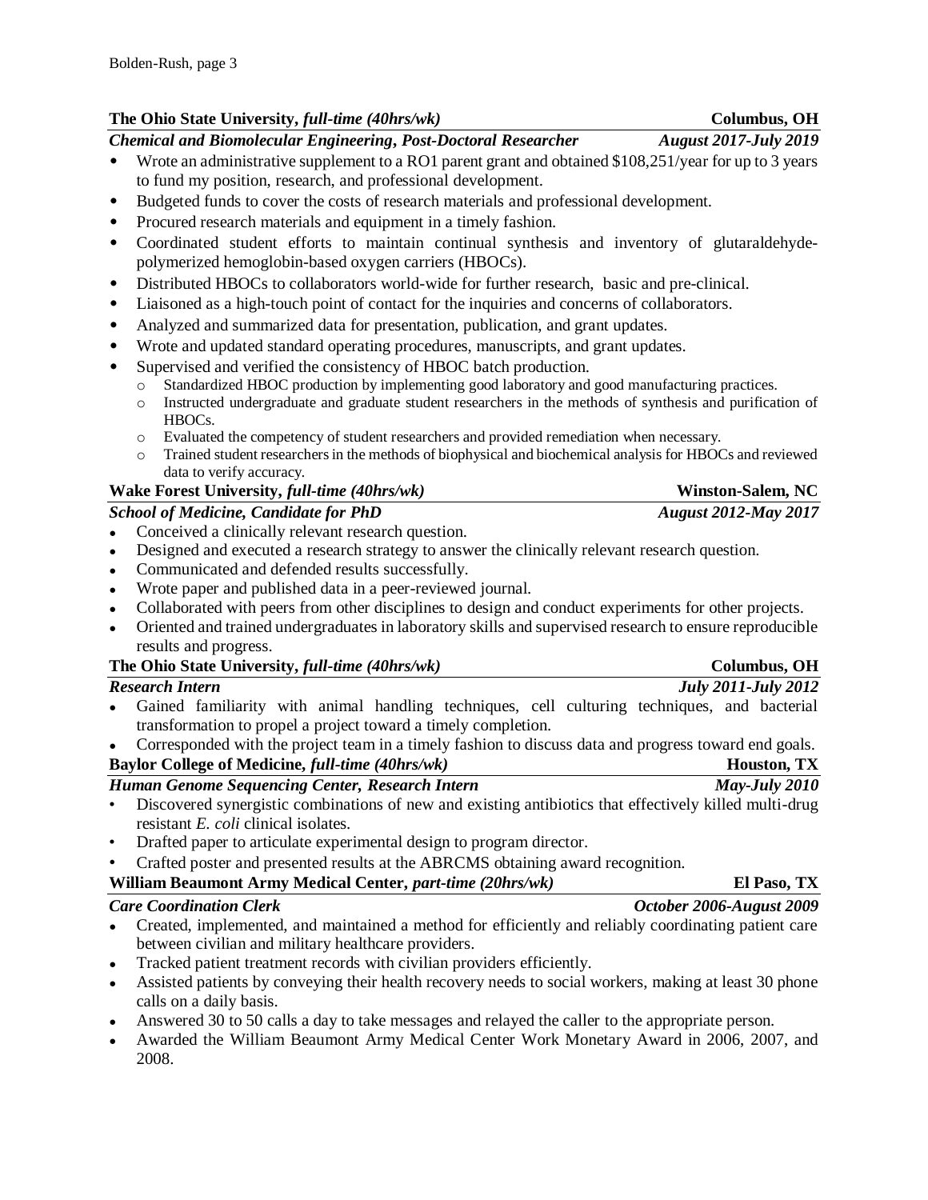**The Ohio State University,** ***full-time (40hrs/wk)*** **Columbus, OH**

***Chemical and Biomolecular Engineering, Post-Doctoral Researcher*** ***August 2017-July 2019***

- Wrote an administrative supplement to a RO1 parent grant and obtained $108,251/year for up to 3 years to fund my position, research, and professional development.
- Budgeted funds to cover the costs of research materials and professional development.
- Procured research materials and equipment in a timely fashion.
- Coordinated student efforts to maintain continual synthesis and inventory of glutaraldehyde-polymerized hemoglobin-based oxygen carriers (HBOCs).
- Distributed HBOCs to collaborators world-wide for further research, basic and pre-clinical.
- Liaisoned as a high-touch point of contact for the inquiries and concerns of collaborators.
- Analyzed and summarized data for presentation, publication, and grant updates.
- Wrote and updated standard operating procedures, manuscripts, and grant updates.
- Supervised and verified the consistency of HBOC batch production.
  - Standardized HBOC production by implementing good laboratory and good manufacturing practices.
  - Instructed undergraduate and graduate student researchers in the methods of synthesis and purification of HBOCs.
  - Evaluated the competency of student researchers and provided remediation when necessary.
  - Trained student researchers in the methods of biophysical and biochemical analysis for HBOCs and reviewed data to verify accuracy.

**Wake Forest University,** ***full-time (40hrs/wk)*** **Winston-Salem, NC**

***School of Medicine, Candidate for PhD*** ***August 2012-May 2017***

- Conceived a clinically relevant research question.
- Designed and executed a research strategy to answer the clinically relevant research question.
- Communicated and defended results successfully.
- Wrote paper and published data in a peer-reviewed journal.
- Collaborated with peers from other disciplines to design and conduct experiments for other projects.
- Oriented and trained undergraduates in laboratory skills and supervised research to ensure reproducible results and progress.

**The Ohio State University,** ***full-time (40hrs/wk)*** **Columbus, OH**

***Research Intern*** ***July 2011-July 2012***

- Gained familiarity with animal handling techniques, cell culturing techniques, and bacterial transformation to propel a project toward a timely completion.
- Corresponded with the project team in a timely fashion to discuss data and progress toward end goals.

**Baylor College of Medicine,** ***full-time (40hrs/wk)*** **Houston, TX**

***Human Genome Sequencing Center, Research Intern*** ***May-July 2010***

- Discovered synergistic combinations of new and existing antibiotics that effectively killed multi-drug resistant *E. coli* clinical isolates.
- Drafted paper to articulate experimental design to program director.
- Crafted poster and presented results at the ABRCMS obtaining award recognition.

**William Beaumont Army Medical Center,** ***part-time (20hrs/wk)*** **El Paso, TX**

***Care Coordination Clerk*** ***October 2006-August 2009***

- Created, implemented, and maintained a method for efficiently and reliably coordinating patient care between civilian and military healthcare providers.
- Tracked patient treatment records with civilian providers efficiently.
- Assisted patients by conveying their health recovery needs to social workers, making at least 30 phone calls on a daily basis.
- Answered 30 to 50 calls a day to take messages and relayed the caller to the appropriate person.
- Awarded the William Beaumont Army Medical Center Work Monetary Award in 2006, 2007, and 2008.